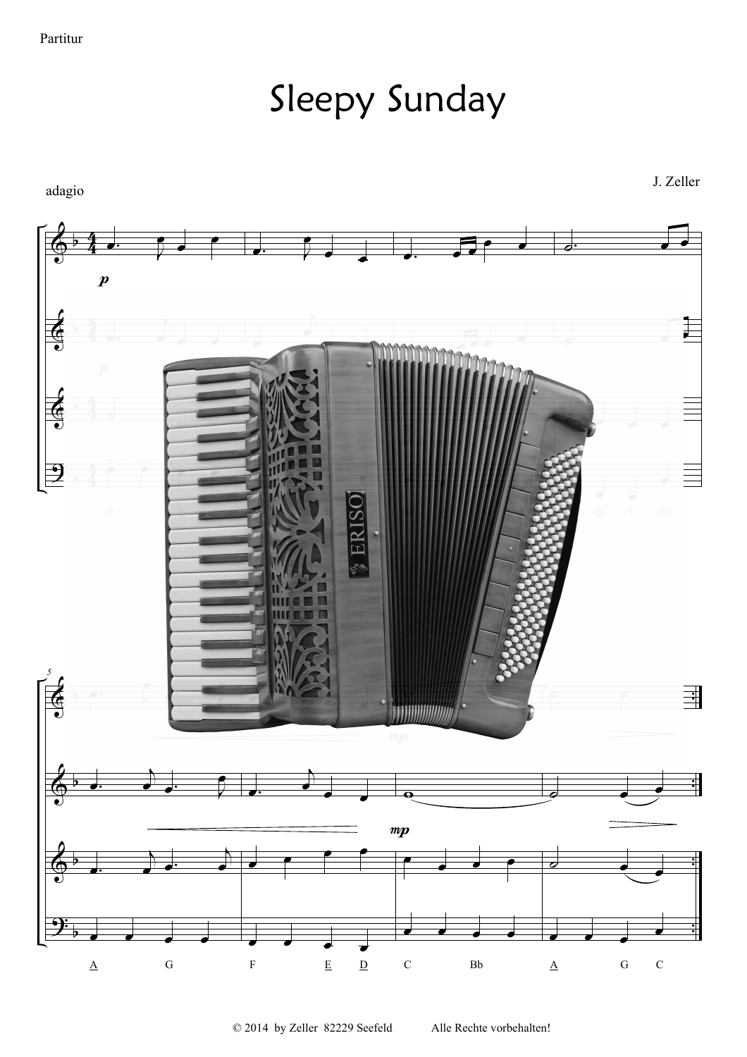Partitur

# Sleepy Sunday

J. Zeller

adagio

© 2014 by Zeller 82229 Seefeld Alle Rechte vorbehalten!